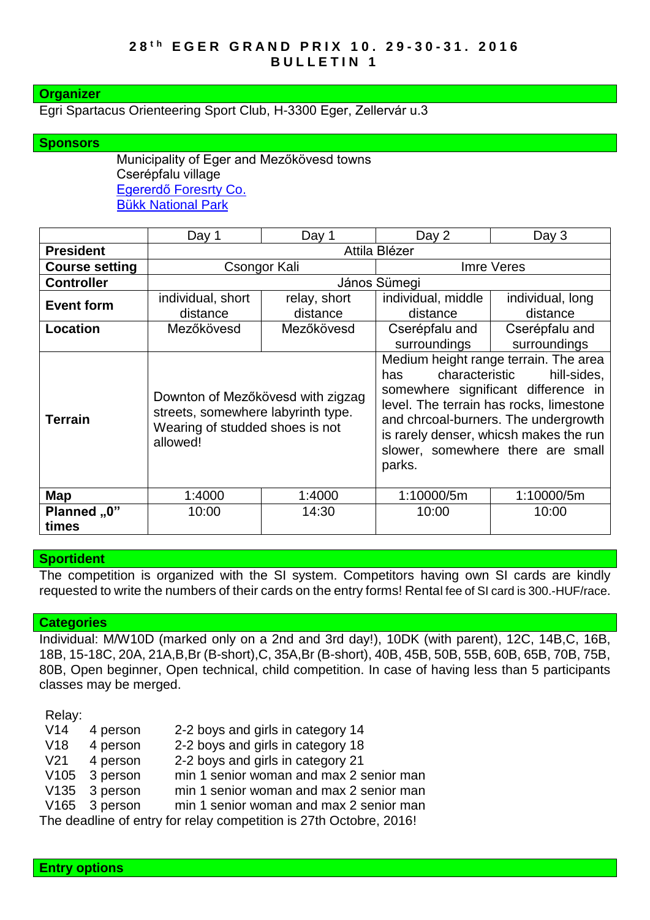# 28th EGER GRAND PRIX 10. 29-30-31. 2016
## BULLETIN 1

## Organizer

Egri Spartacus Orienteering Sport Club, H-3300 Eger, Zellervár u.3

## Sponsors

Municipality of Eger and Mezőkövesd towns
Cserépfalu village
Egererdő Foresrty Co.
Bükk National Park

| | Day 1 | Day 1 | Day 2 | Day 3 |
|---|---|---|---|---|
| **President** | Attila Blézer | | | |
| **Course setting** | Csongor Kali | | Imre Veres | |
| **Controller** | János Sümegi | | | |
| **Event form** | individual, short distance | relay, short distance | individual, middle distance | individual, long distance |
| **Location** | Mezőkövesd | Mezőkövesd | Cserépfalu and surroundings | Cserépfalu and surroundings |
| **Terrain** | Downton of Mezőkövesd with zigzag streets, somewhere labyrinth type. Wearing of studded shoes is not allowed! | | Medium height range terrain. The area has characteristic hill-sides, somewhere significant difference in level. The terrain has rocks, limestone and chrcoal-burners. The undergrowth is rarely denser, whicsh makes the run slower, somewhere there are small parks. | |
| **Map** | 1:4000 | 1:4000 | 1:10000/5m | 1:10000/5m |
| **Planned „0" times** | 10:00 | 14:30 | 10:00 | 10:00 |

## Sportident

The competition is organized with the SI system. Competitors having own SI cards are kindly requested to write the numbers of their cards on the entry forms! Rental fee of SI card is 300.-HUF/race.

## Categories

Individual: M/W10D (marked only on a 2nd and 3rd day!), 10DK (with parent), 12C, 14B,C, 16B, 18B, 15-18C, 20A, 21A,B,Br (B-short),C, 35A,Br (B-short), 40B, 45B, 50B, 55B, 60B, 65B, 70B, 75B, 80B, Open beginner, Open technical, child competition. In case of having less than 5 participants classes may be merged.

Relay:

| | | |
|---|---|---|
| V14 | 4 person | 2-2 boys and girls in category 14 |
| V18 | 4 person | 2-2 boys and girls in category 18 |
| V21 | 4 person | 2-2 boys and girls in category 21 |
| V105 | 3 person | min 1 senior woman and max 2 senior man |
| V135 | 3 person | min 1 senior woman and max 2 senior man |
| V165 | 3 person | min 1 senior woman and max 2 senior man |

The deadline of entry for relay competition is 27th Octobre, 2016!

## Entry options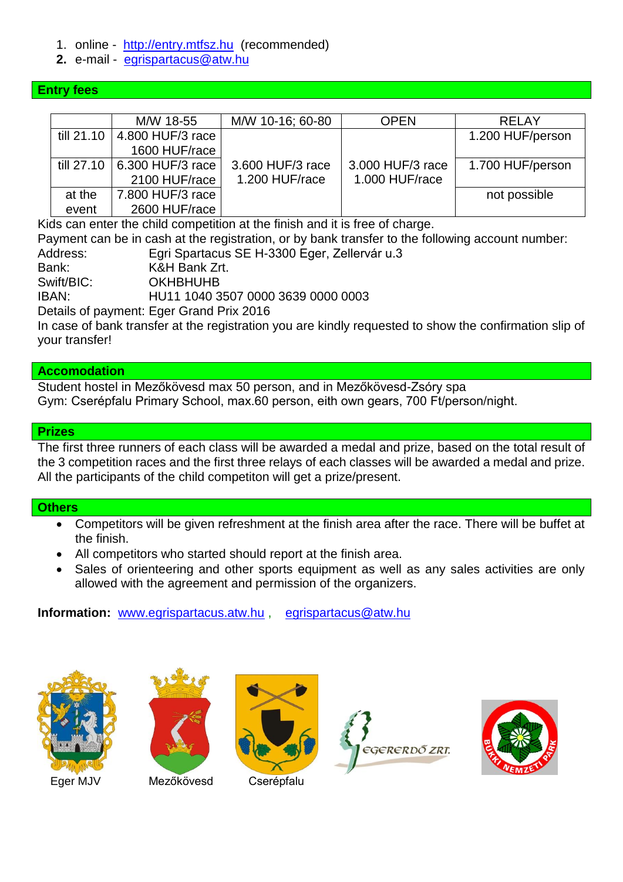1. online - http://entry.mtfsz.hu (recommended)
2. e-mail - egrispartacus@atw.hu

## Entry fees

| | M/W 18-55 | M/W 10-16; 60-80 | OPEN | RELAY |
|---|---|---|---|---|
| till 21.10 | 4.800 HUF/3 race 1600 HUF/race | 3.600 HUF/3 race 1.200 HUF/race | 3.000 HUF/3 race 1.000 HUF/race | 1.200 HUF/person |
| till 27.10 | 6.300 HUF/3 race 2100 HUF/race | | | 1.700 HUF/person |
| at the event | 7.800 HUF/3 race 2600 HUF/race | | | not possible |

Kids can enter the child competition at the finish and it is free of charge.

Payment can be in cash at the registration, or by bank transfer to the following account number:

Address: Egri Spartacus SE H-3300 Eger, Zellervár u.3
Bank: K&H Bank Zrt.
Swift/BIC: OKHBHUHB
IBAN: HU11 1040 3507 0000 3639 0000 0003

Details of payment: Eger Grand Prix 2016

In case of bank transfer at the registration you are kindly requested to show the confirmation slip of your transfer!

## Accomodation

Student hostel in Mezőkövesd max 50 person, and in Mezőkövesd-Zsóry spa
Gym: Cserépfalu Primary School, max.60 person, eith own gears, 700 Ft/person/night.

## Prizes

The first three runners of each class will be awarded a medal and prize, based on the total result of the 3 competition races and the first three relays of each classes will be awarded a medal and prize. All the participants of the child competiton will get a prize/present.

## Others

- Competitors will be given refreshment at the finish area after the race. There will be buffet at the finish.
- All competitors who started should report at the finish area.
- Sales of orienteering and other sports equipment as well as any sales activities are only allowed with the agreement and permission of the organizers.

**Information:** www.egrispartacus.atw.hu , egrispartacus@atw.hu

Eger MJV

Mezőkövesd

Cserépfalu

EGERERDŐ ZRT.

BÜKKI NEMZETI PARK